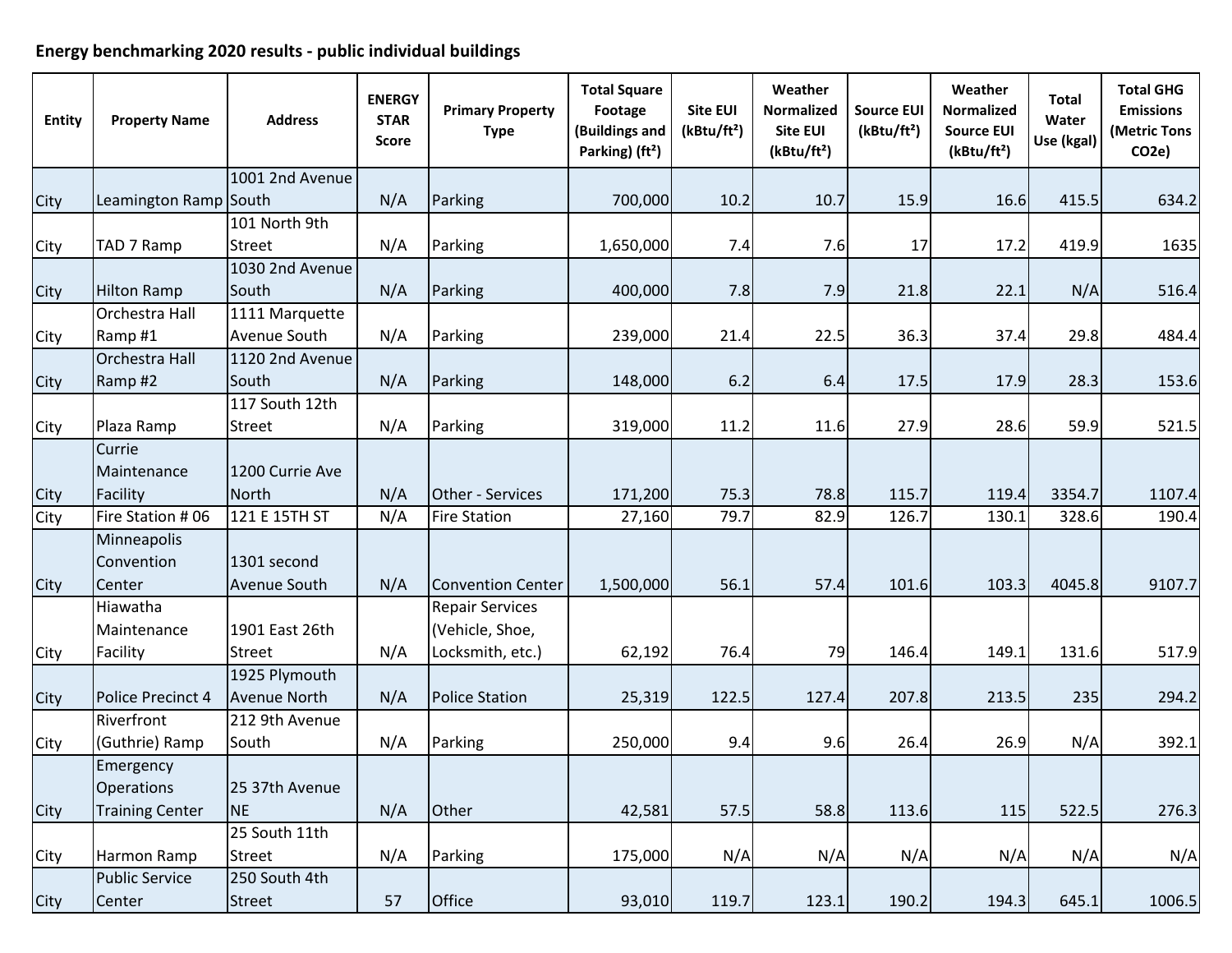**Energy benchmarking 2020 results - public individual buildings**

| Entity | Property Name | Address | ENERGY STAR Score | Primary Property Type | Total Square Footage (Buildings and Parking) (ft²) | Site EUI (kBtu/ft²) | Weather Normalized Site EUI (kBtu/ft²) | Source EUI (kBtu/ft²) | Weather Normalized Source EUI (kBtu/ft²) | Total Water Use (kgal) | Total GHG Emissions (Metric Tons CO2e) |
|---|---|---|---|---|---|---|---|---|---|---|---|
| City | Leamington Ramp | 1001 2nd Avenue South | N/A | Parking | 700,000 | 10.2 | 10.7 | 15.9 | 16.6 | 415.5 | 634.2 |
| City | TAD 7 Ramp | 101 North 9th Street | N/A | Parking | 1,650,000 | 7.4 | 7.6 | 17 | 17.2 | 419.9 | 1635 |
| City | Hilton Ramp | 1030 2nd Avenue South | N/A | Parking | 400,000 | 7.8 | 7.9 | 21.8 | 22.1 | N/A | 516.4 |
| City | Orchestra Hall Ramp #1 | 1111 Marquette Avenue South | N/A | Parking | 239,000 | 21.4 | 22.5 | 36.3 | 37.4 | 29.8 | 484.4 |
| City | Orchestra Hall Ramp #2 | 1120 2nd Avenue South | N/A | Parking | 148,000 | 6.2 | 6.4 | 17.5 | 17.9 | 28.3 | 153.6 |
| City | Plaza Ramp | 117 South 12th Street | N/A | Parking | 319,000 | 11.2 | 11.6 | 27.9 | 28.6 | 59.9 | 521.5 |
| City | Currie Maintenance Facility | 1200 Currie Ave North | N/A | Other - Services | 171,200 | 75.3 | 78.8 | 115.7 | 119.4 | 3354.7 | 1107.4 |
| City | Fire Station # 06 | 121 E 15TH ST | N/A | Fire Station | 27,160 | 79.7 | 82.9 | 126.7 | 130.1 | 328.6 | 190.4 |
| City | Minneapolis Convention Center | 1301 second Avenue South | N/A | Convention Center | 1,500,000 | 56.1 | 57.4 | 101.6 | 103.3 | 4045.8 | 9107.7 |
| City | Hiawatha Maintenance Facility | 1901 East 26th Street | N/A | Repair Services (Vehicle, Shoe, Locksmith, etc.) | 62,192 | 76.4 | 79 | 146.4 | 149.1 | 131.6 | 517.9 |
| City | Police Precinct 4 | 1925 Plymouth Avenue North | N/A | Police Station | 25,319 | 122.5 | 127.4 | 207.8 | 213.5 | 235 | 294.2 |
| City | Riverfront (Guthrie) Ramp | 212 9th Avenue South | N/A | Parking | 250,000 | 9.4 | 9.6 | 26.4 | 26.9 | N/A | 392.1 |
| City | Emergency Operations Training Center | 25 37th Avenue NE | N/A | Other | 42,581 | 57.5 | 58.8 | 113.6 | 115 | 522.5 | 276.3 |
| City | Harmon Ramp | 25 South 11th Street | N/A | Parking | 175,000 | N/A | N/A | N/A | N/A | N/A | N/A |
| City | Public Service Center | 250 South 4th Street | 57 | Office | 93,010 | 119.7 | 123.1 | 190.2 | 194.3 | 645.1 | 1006.5 |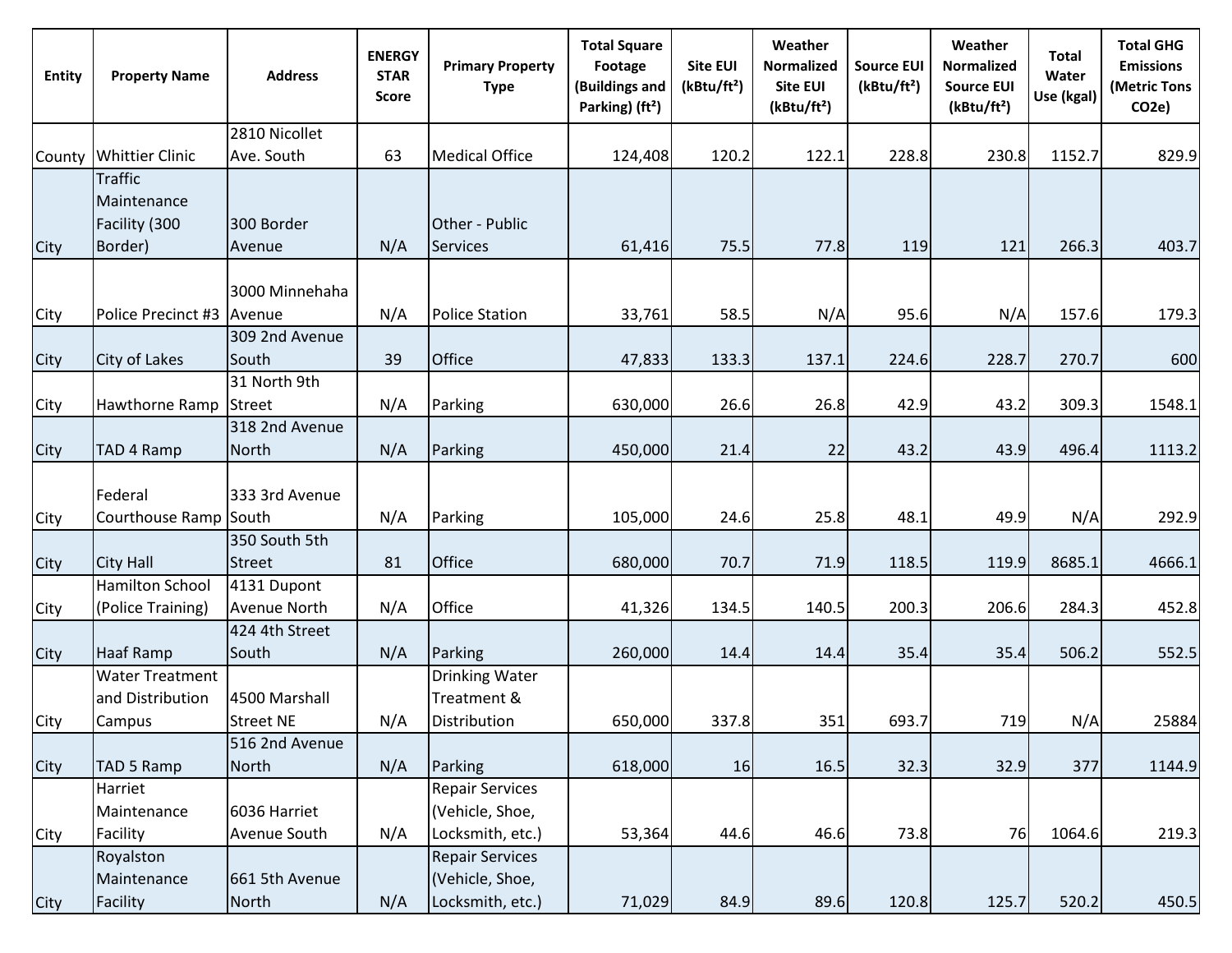| Entity | Property Name | Address | ENERGY STAR Score | Primary Property Type | Total Square Footage (Buildings and Parking) (ft²) | Site EUI (kBtu/ft²) | Weather Normalized Site EUI (kBtu/ft²) | Source EUI (kBtu/ft²) | Weather Normalized Source EUI (kBtu/ft²) | Total Water Use (kgal) | Total GHG Emissions (Metric Tons CO2e) |
|---|---|---|---|---|---|---|---|---|---|---|---|
| County | Whittier Clinic | 2810 Nicollet Ave. South | 63 | Medical Office | 124,408 | 120.2 | 122.1 | 228.8 | 230.8 | 1152.7 | 829.9 |
| City | Traffic Maintenance Facility (300 Border) | 300 Border Avenue | N/A | Other - Public Services | 61,416 | 75.5 | 77.8 | 119 | 121 | 266.3 | 403.7 |
| City | Police Precinct #3 | 3000 Minnehaha Avenue | N/A | Police Station | 33,761 | 58.5 | N/A | 95.6 | N/A | 157.6 | 179.3 |
| City | City of Lakes | 309 2nd Avenue South | 39 | Office | 47,833 | 133.3 | 137.1 | 224.6 | 228.7 | 270.7 | 600 |
| City | Hawthorne Ramp | 31 North 9th Street | N/A | Parking | 630,000 | 26.6 | 26.8 | 42.9 | 43.2 | 309.3 | 1548.1 |
| City | TAD 4 Ramp | 318 2nd Avenue North | N/A | Parking | 450,000 | 21.4 | 22 | 43.2 | 43.9 | 496.4 | 1113.2 |
| City | Federal Courthouse Ramp | 333 3rd Avenue South | N/A | Parking | 105,000 | 24.6 | 25.8 | 48.1 | 49.9 | N/A | 292.9 |
| City | City Hall | 350 South 5th Street | 81 | Office | 680,000 | 70.7 | 71.9 | 118.5 | 119.9 | 8685.1 | 4666.1 |
| City | Hamilton School (Police Training) | 4131 Dupont Avenue North | N/A | Office | 41,326 | 134.5 | 140.5 | 200.3 | 206.6 | 284.3 | 452.8 |
| City | Haaf Ramp | 424 4th Street South | N/A | Parking | 260,000 | 14.4 | 14.4 | 35.4 | 35.4 | 506.2 | 552.5 |
| City | Water Treatment and Distribution Campus | 4500 Marshall Street NE | N/A | Drinking Water Treatment & Distribution | 650,000 | 337.8 | 351 | 693.7 | 719 | N/A | 25884 |
| City | TAD 5 Ramp | 516 2nd Avenue North | N/A | Parking | 618,000 | 16 | 16.5 | 32.3 | 32.9 | 377 | 1144.9 |
| City | Harriet Maintenance Facility | 6036 Harriet Avenue South | N/A | Repair Services (Vehicle, Shoe, Locksmith, etc.) | 53,364 | 44.6 | 46.6 | 73.8 | 76 | 1064.6 | 219.3 |
| City | Royalston Maintenance Facility | 661 5th Avenue North | N/A | Repair Services (Vehicle, Shoe, Locksmith, etc.) | 71,029 | 84.9 | 89.6 | 120.8 | 125.7 | 520.2 | 450.5 |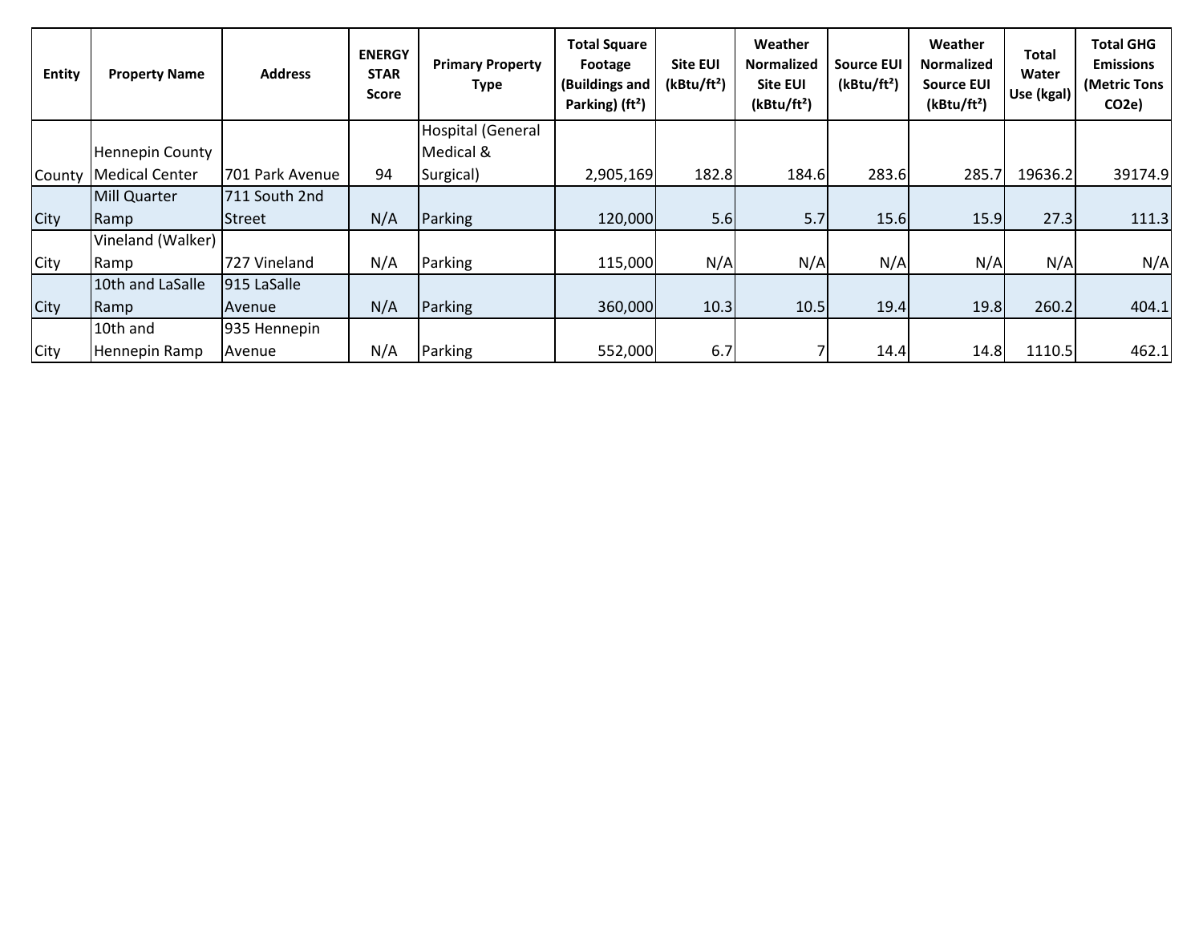| Entity | Property Name | Address | ENERGY STAR Score | Primary Property Type | Total Square Footage (Buildings and Parking) (ft²) | Site EUI (kBtu/ft²) | Weather Normalized Site EUI (kBtu/ft²) | Source EUI (kBtu/ft²) | Weather Normalized Source EUI (kBtu/ft²) | Total Water Use (kgal) | Total GHG Emissions (Metric Tons CO2e) |
|---|---|---|---|---|---|---|---|---|---|---|---|
| County | Hennepin County Medical Center | 701 Park Avenue | 94 | Hospital (General Medical & Surgical) | 2,905,169 | 182.8 | 184.6 | 283.6 | 285.7 | 19636.2 | 39174.9 |
| City | Mill Quarter Ramp | 711 South 2nd Street | N/A | Parking | 120,000 | 5.6 | 5.7 | 15.6 | 15.9 | 27.3 | 111.3 |
| City | Vineland (Walker) Ramp | 727 Vineland | N/A | Parking | 115,000 | N/A | N/A | N/A | N/A | N/A | N/A |
| City | 10th and LaSalle Ramp | 915 LaSalle Avenue | N/A | Parking | 360,000 | 10.3 | 10.5 | 19.4 | 19.8 | 260.2 | 404.1 |
| City | 10th and Hennepin Ramp | 935 Hennepin Avenue | N/A | Parking | 552,000 | 6.7 | 7 | 14.4 | 14.8 | 1110.5 | 462.1 |